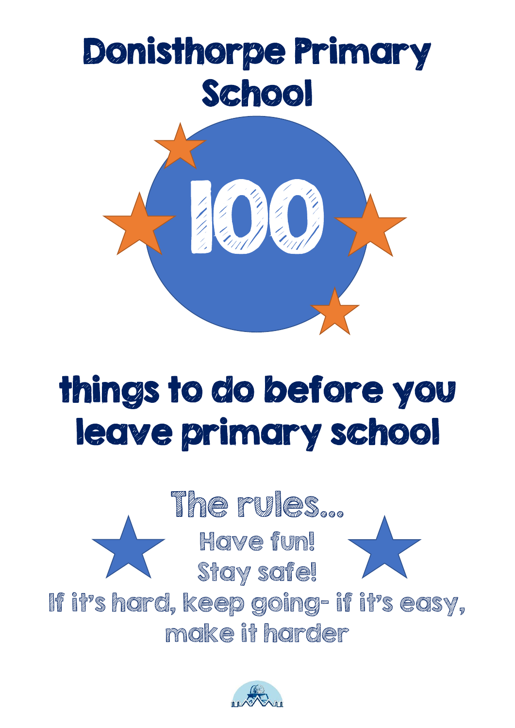# Donisthorpe Primary School

# 100

## things to do before you leave primary school

### The rules…

Have fun!

Stay safe!

If it's hard, keep going- if it's easy, make it harder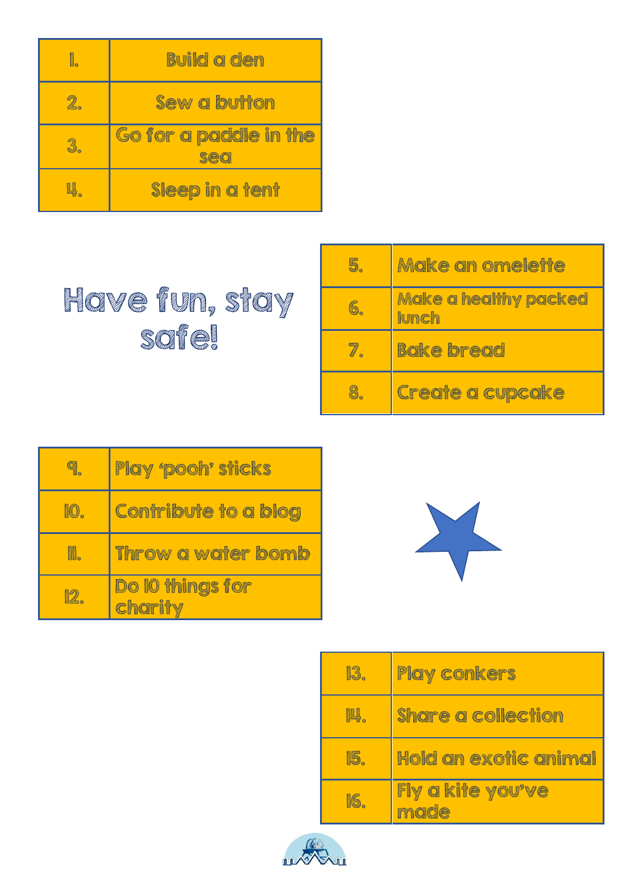| 1. | Build a den |
|---|---|
| 2. | Sew a button |
| 3. | Go for a paddle in the sea |
| 4. | Sleep in a tent |

Have fun, stay safe!

| 5. | Make an omelette |
|---|---|
| 6. | Make a healthy packed lunch |
| 7. | Bake bread |
| 8. | Create a cupcake |

| 9. | Play 'pooh' sticks |
|---|---|
| 10. | Contribute to a blog |
| 11. | Throw a water bomb |
| 12. | Do 10 things for charity |

| 13. | Play conkers |
|---|---|
| 14. | Share a collection |
| 15. | Hold an exotic animal |
| 16. | Fly a kite you've made |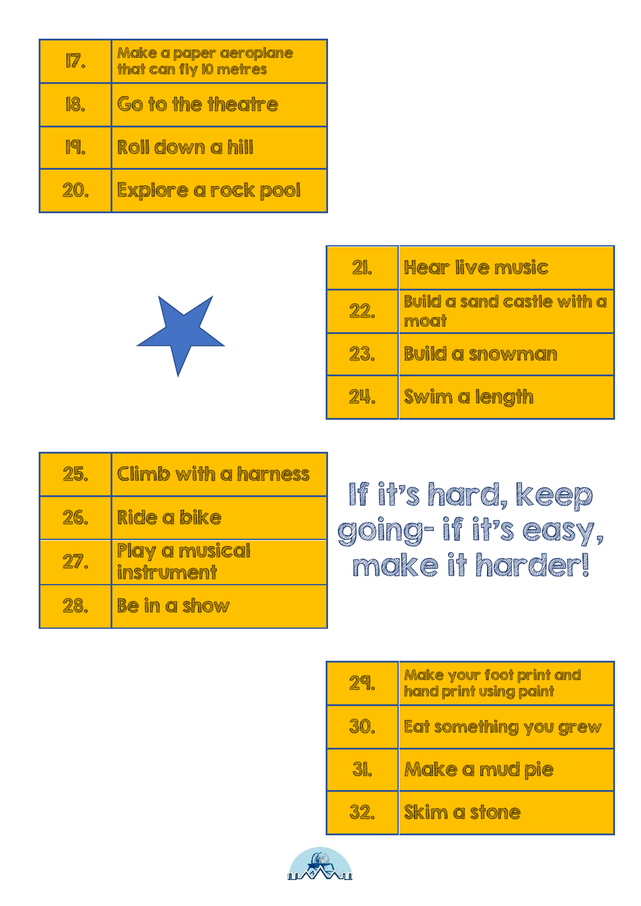| | |
|---|---|
| 17. | Make a paper aeroplane that can fly 10 metres |
| 18. | Go to the theatre |
| 19. | Roll down a hill |
| 20. | Explore a rock pool |

| | |
|---|---|
| 21. | Hear live music |
| 22. | Build a sand castle with a moat |
| 23. | Build a snowman |
| 24. | Swim a length |

| | |
|---|---|
| 25. | Climb with a harness |
| 26. | Ride a bike |
| 27. | Play a musical instrument |
| 28. | Be in a show |

**If it's hard, keep going- if it's easy, make it harder!**

| | |
|---|---|
| 29. | Make your foot print and hand print using paint |
| 30. | Eat something you grew |
| 31. | Make a mud pie |
| 32. | Skim a stone |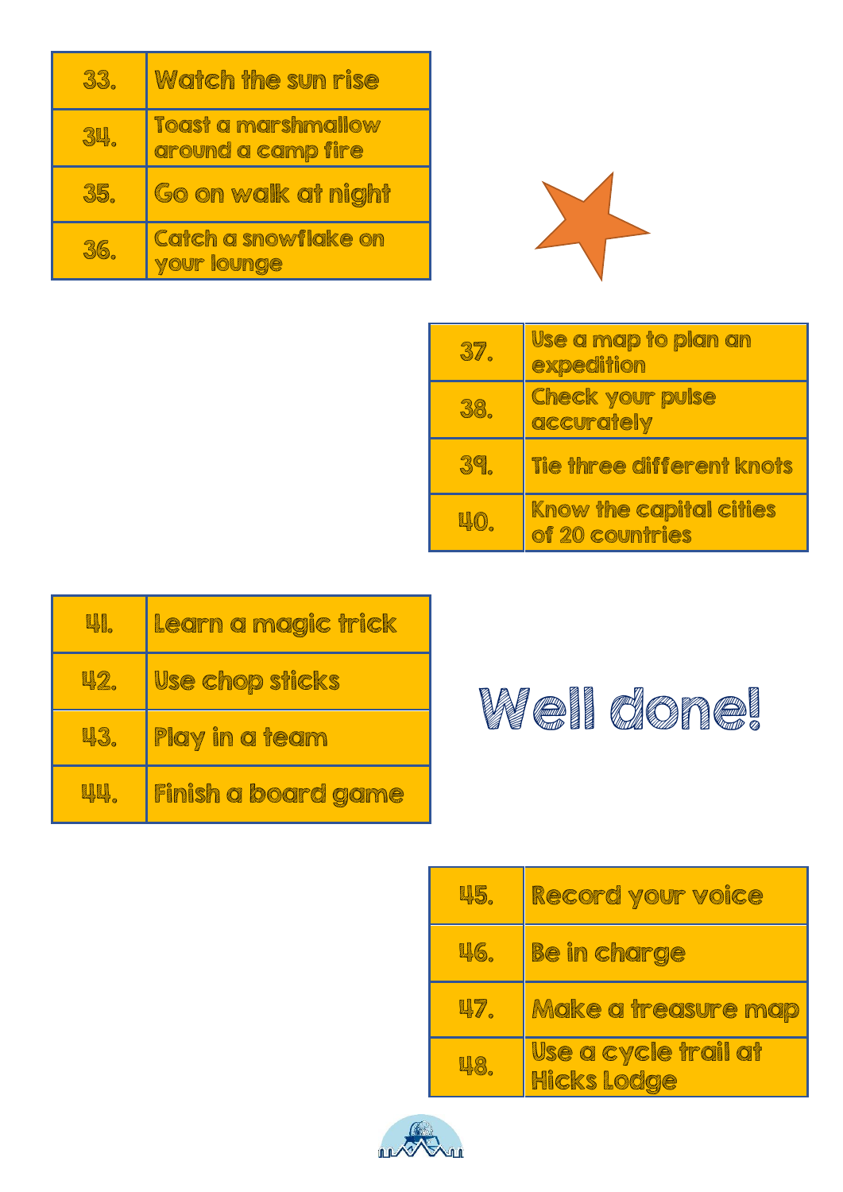| 33. | Watch the sun rise |
|---|---|
| 34. | Toast a marshmallow around a camp fire |
| 35. | Go on walk at night |
| 36. | Catch a snowflake on your lounge |

| 37. | Use a map to plan an expedition |
|---|---|
| 38. | Check your pulse accurately |
| 39. | Tie three different knots |
| 40. | Know the capital cities of 20 countries |

| 41. | Learn a magic trick |
|---|---|
| 42. | Use chop sticks |
| 43. | Play in a team |
| 44. | Finish a board game |

**Well done!**

| 45. | Record your voice |
|---|---|
| 46. | Be in charge |
| 47. | Make a treasure map |
| 48. | Use a cycle trail at Hicks Lodge |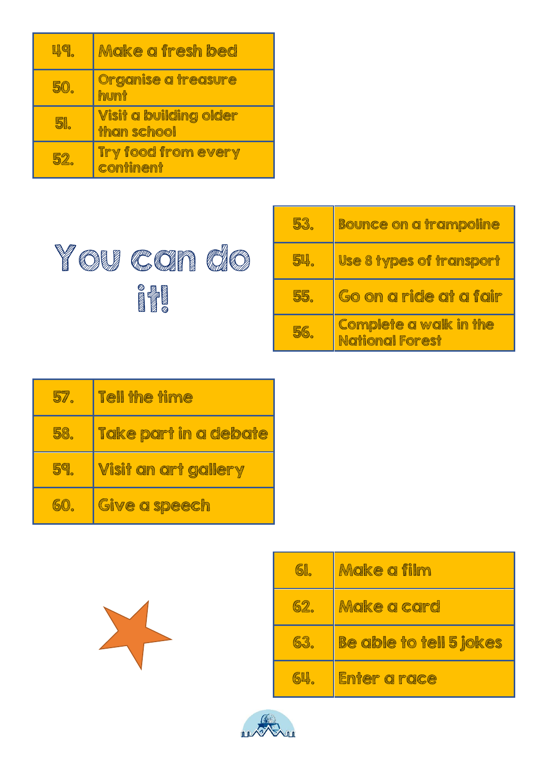| | |
|---|---|
| 49. | Make a fresh bed |
| 50. | Organise a treasure hunt |
| 51. | Visit a building older than school |
| 52. | Try food from every continent |

# You can do it!

| | |
|---|---|
| 53. | Bounce on a trampoline |
| 54. | Use 8 types of transport |
| 55. | Go on a ride at a fair |
| 56. | Complete a walk in the National Forest |

| | |
|---|---|
| 57. | Tell the time |
| 58. | Take part in a debate |
| 59. | Visit an art gallery |
| 60. | Give a speech |

| | |
|---|---|
| 61. | Make a film |
| 62. | Make a card |
| 63. | Be able to tell 5 jokes |
| 64. | Enter a race |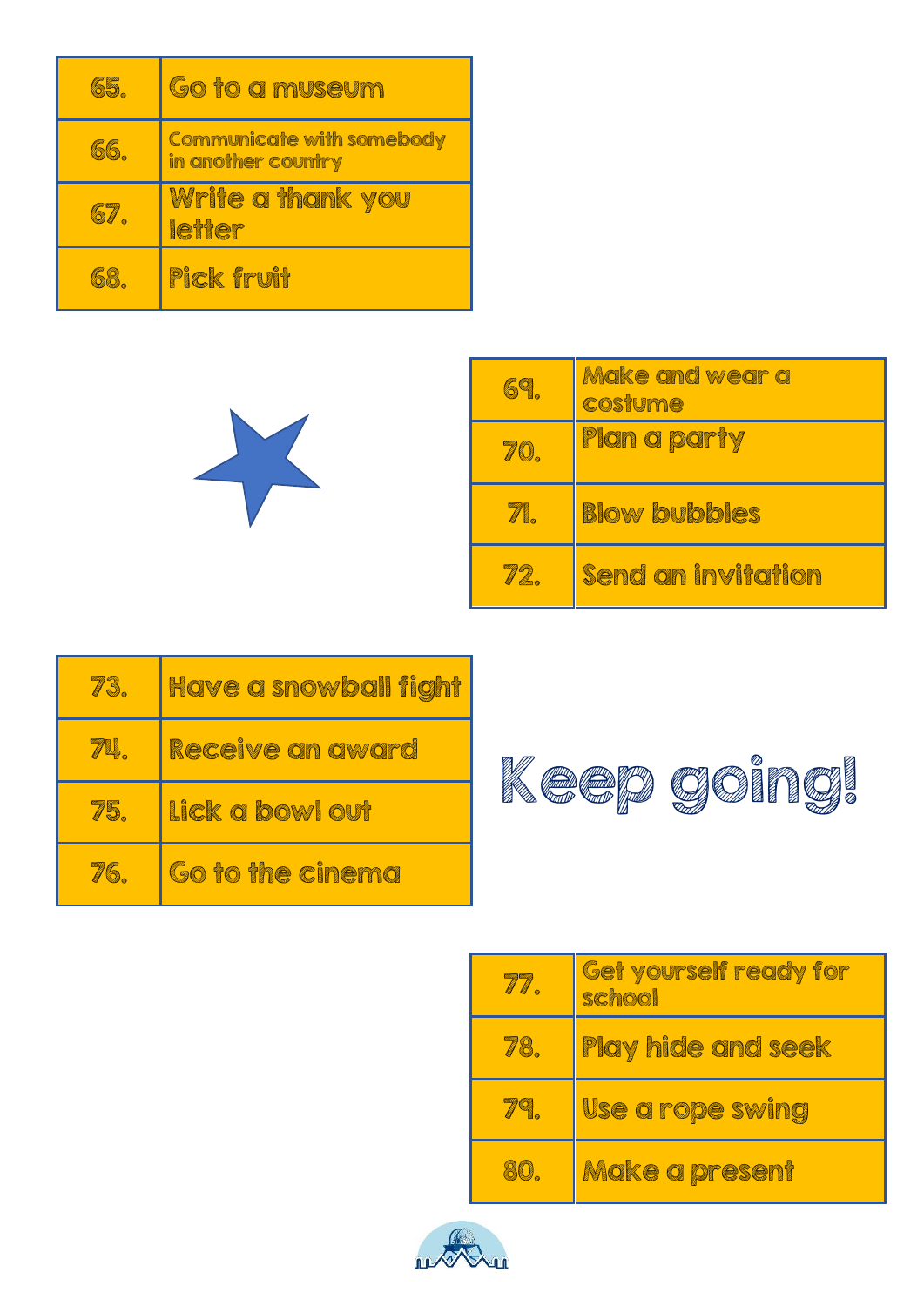| 65. | Go to a museum |
|---|---|
| 66. | Communicate with somebody in another country |
| 67. | Write a thank you letter |
| 68. | Pick fruit |

| 69. | Make and wear a costume |
|---|---|
| 70. | Plan a party |
| 71. | Blow bubbles |
| 72. | Send an invitation |

| 73. | Have a snowball fight |
|---|---|
| 74. | Receive an award |
| 75. | Lick a bowl out |
| 76. | Go to the cinema |

Keep going!

| 77. | Get yourself ready for school |
|---|---|
| 78. | Play hide and seek |
| 79. | Use a rope swing |
| 80. | Make a present |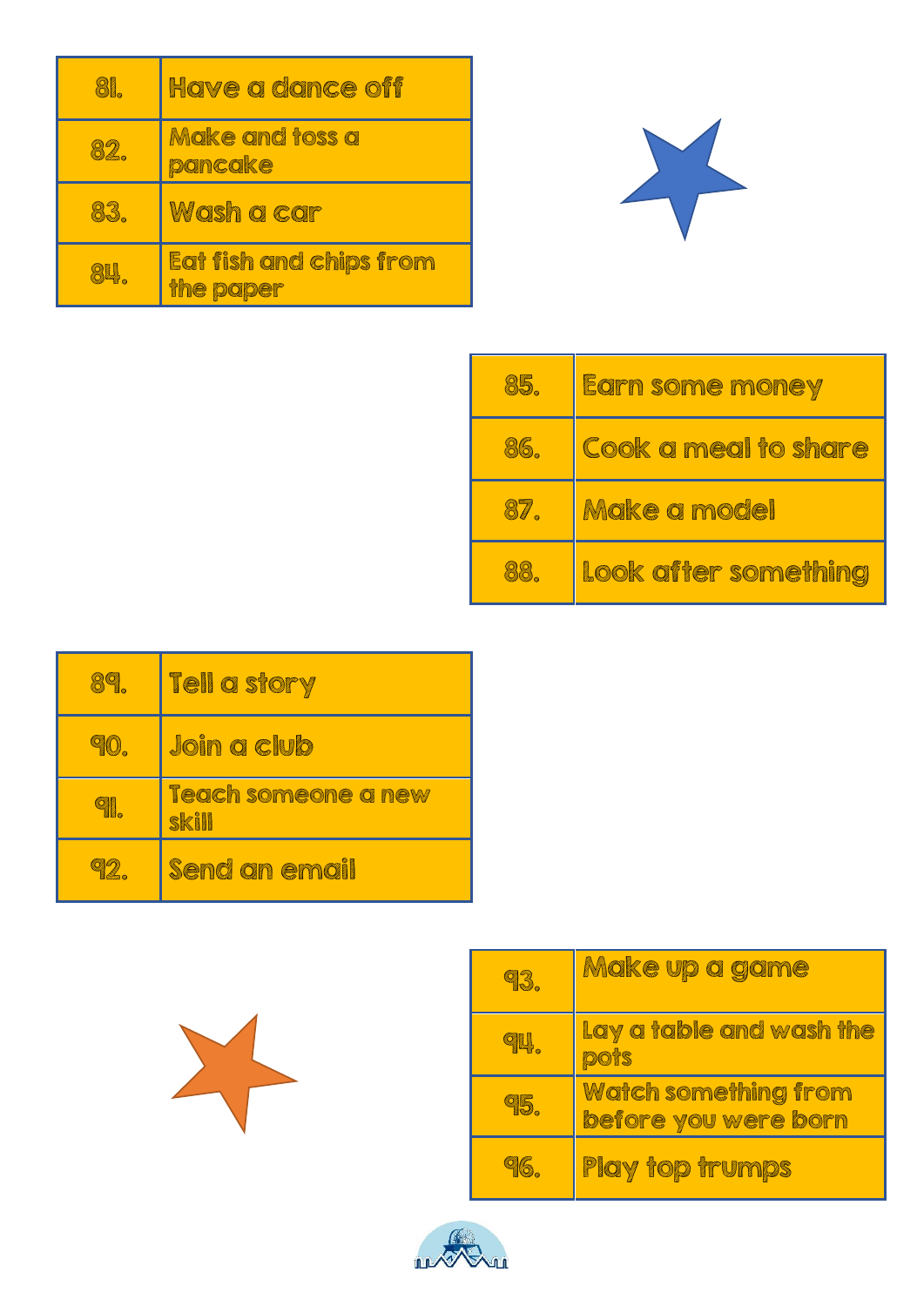| 81. | Have a dance off |
|---|---|
| 82. | Make and toss a pancake |
| 83. | Wash a car |
| 84. | Eat fish and chips from the paper |

| 85. | Earn some money |
|---|---|
| 86. | Cook a meal to share |
| 87. | Make a model |
| 88. | Look after something |

| 89. | Tell a story |
|---|---|
| 90. | Join a club |
| 91. | Teach someone a new skill |
| 92. | Send an email |

| 93. | Make up a game |
|---|---|
| 94. | Lay a table and wash the pots |
| 95. | Watch something from before you were born |
| 96. | Play top trumps |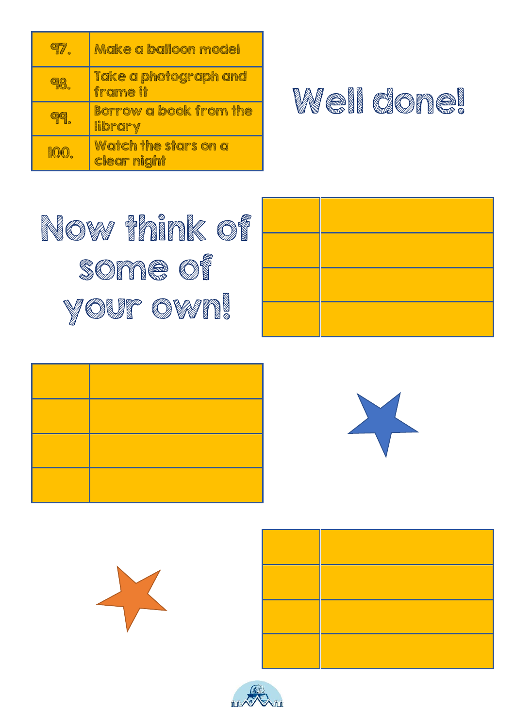| | |
|---|---|
| 97. | Make a balloon model |
| 98. | Take a photograph and frame it |
| 99. | Borrow a book from the library |
| 100. | Watch the stars on a clear night |

# Well done!

# Now think of some of your own!

| | |
|---|---|
| | |
| | |
| | |
| | |

| | |
|---|---|
| | |
| | |
| | |
| | |

| | |
|---|---|
| | |
| | |
| | |
| | |